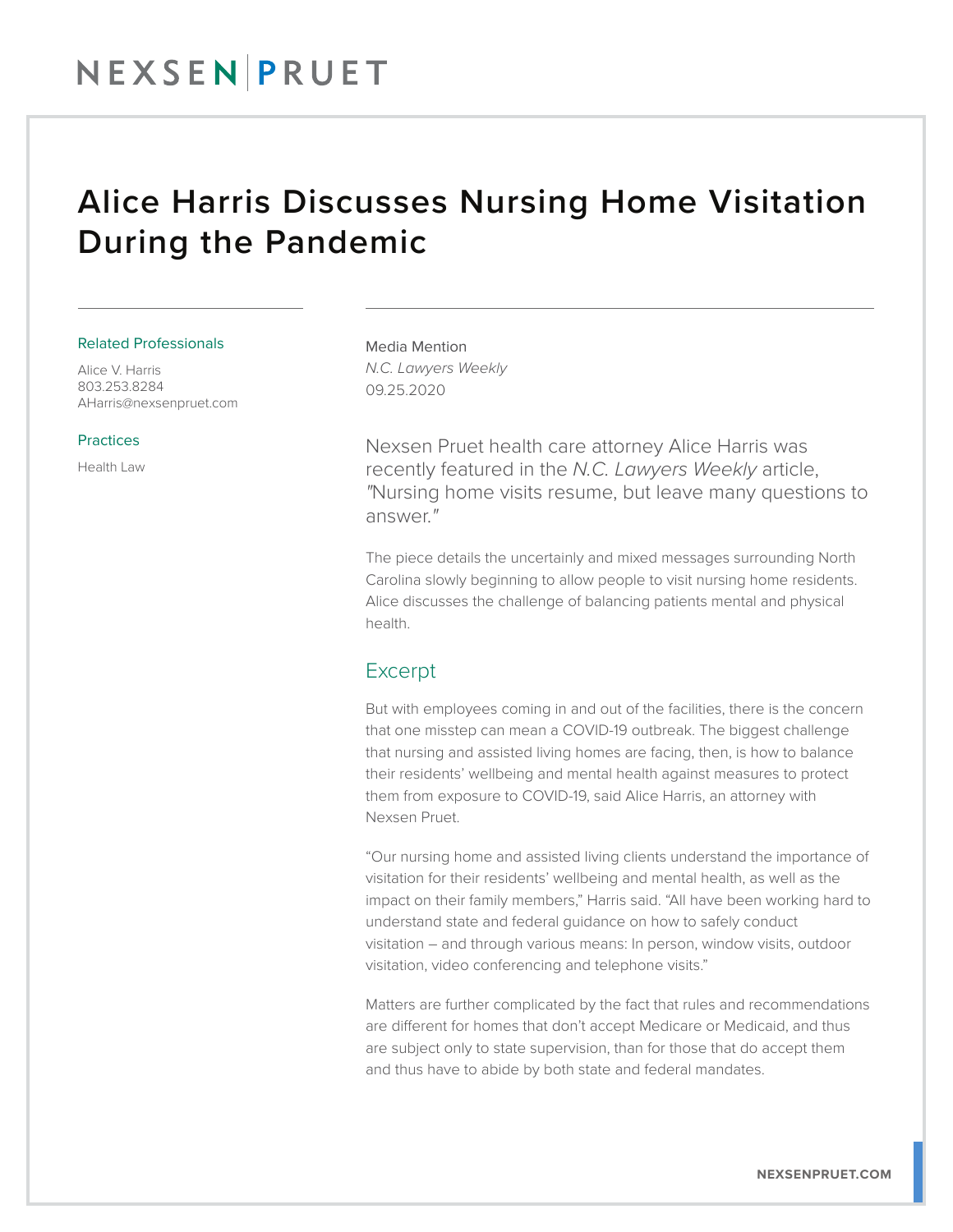# Alice Harris Discusses Nursing Home Visitation During the Pandemic

### Related Professionals

Alice V. Harris
803.253.8284
AHarris@nexsenpruet.com

### Practices

Health Law

Media Mention
*N.C. Lawyers Weekly*
09.25.2020

Nexsen Pruet health care attorney Alice Harris was recently featured in the *N.C. Lawyers Weekly* article, "Nursing home visits resume, but leave many questions to answer."

The piece details the uncertainly and mixed messages surrounding North Carolina slowly beginning to allow people to visit nursing home residents. Alice discusses the challenge of balancing patients mental and physical health.

## Excerpt

But with employees coming in and out of the facilities, there is the concern that one misstep can mean a COVID-19 outbreak. The biggest challenge that nursing and assisted living homes are facing, then, is how to balance their residents' wellbeing and mental health against measures to protect them from exposure to COVID-19, said Alice Harris, an attorney with Nexsen Pruet.

"Our nursing home and assisted living clients understand the importance of visitation for their residents' wellbeing and mental health, as well as the impact on their family members," Harris said. "All have been working hard to understand state and federal guidance on how to safely conduct visitation – and through various means: In person, window visits, outdoor visitation, video conferencing and telephone visits."

Matters are further complicated by the fact that rules and recommendations are different for homes that don't accept Medicare or Medicaid, and thus are subject only to state supervision, than for those that do accept them and thus have to abide by both state and federal mandates.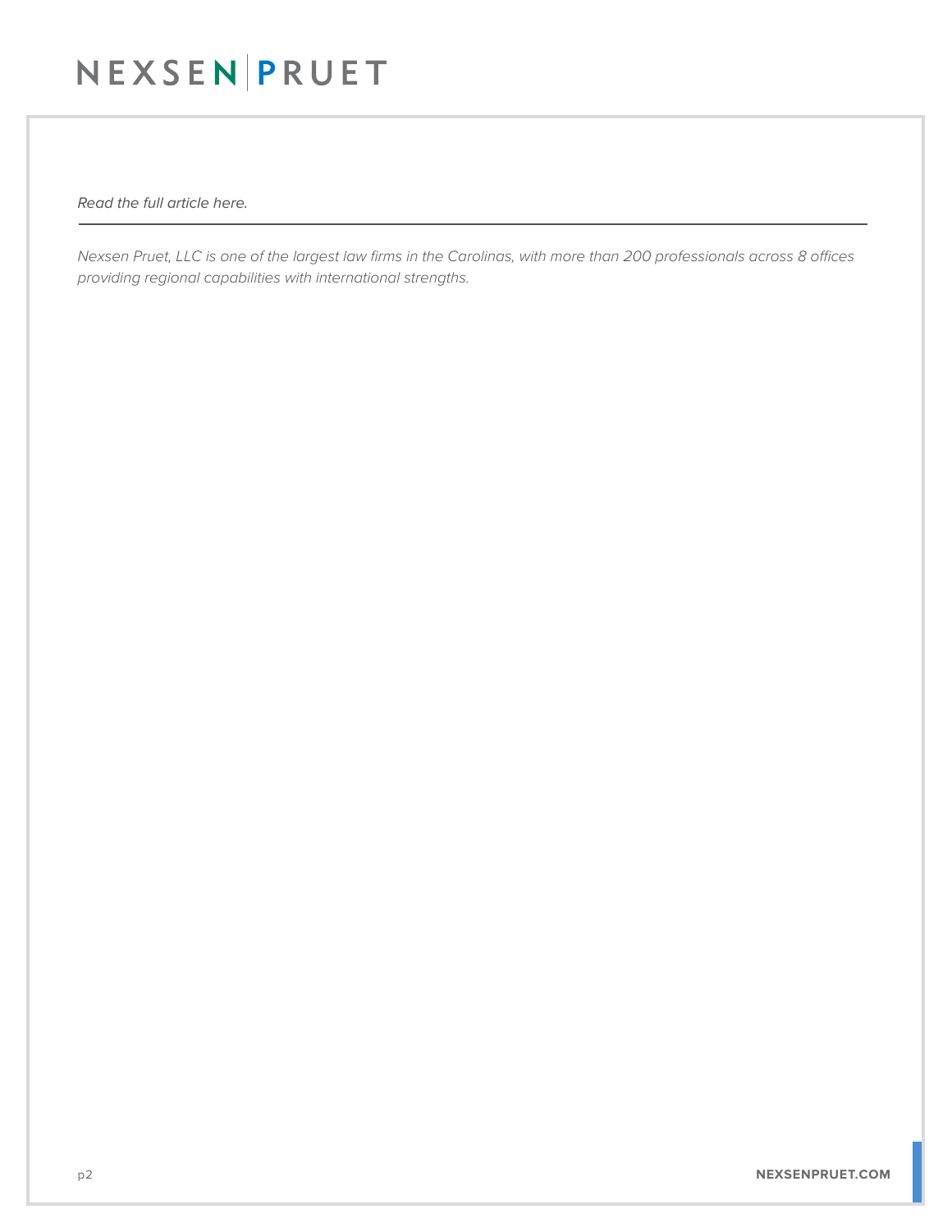*Read the full article here.*

---

*Nexsen Pruet, LLC is one of the largest law firms in the Carolinas, with more than 200 professionals across 8 offices providing regional capabilities with international strengths.*